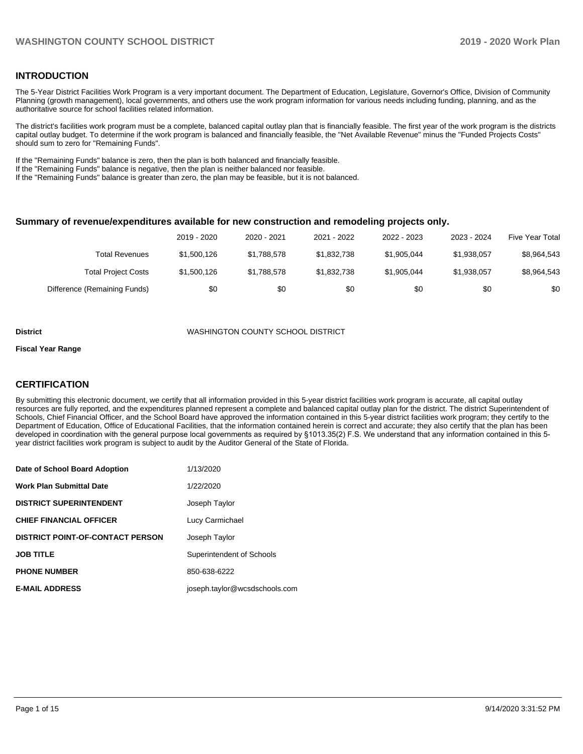## INTRODUCTION

The 5-Year District Facilities Work Program is a very important document. The Department of Education, Legislature, Governor's Office, Division of Community Planning (growth management), local governments, and others use the work program information for various needs including funding, planning, and as the authoritative source for school facilities related information.

The district's facilities work program must be a complete, balanced capital outlay plan that is financially feasible. The first year of the work program is the districts capital outlay budget. To determine if the work program is balanced and financially feasible, the "Net Available Revenue" minus the "Funded Projects Costs" should sum to zero for "Remaining Funds".

If the "Remaining Funds" balance is zero, then the plan is both balanced and financially feasible.
If the "Remaining Funds" balance is negative, then the plan is neither balanced nor feasible.
If the "Remaining Funds" balance is greater than zero, the plan may be feasible, but it is not balanced.

### Summary of revenue/expenditures available for new construction and remodeling projects only.

| | 2019 - 2020 | 2020 - 2021 | 2021 - 2022 | 2022 - 2023 | 2023 - 2024 | Five Year Total |
|---|---|---|---|---|---|---|
| Total Revenues | $1,500,126 | $1,788,578 | $1,832,738 | $1,905,044 | $1,938,057 | $8,964,543 |
| Total Project Costs | $1,500,126 | $1,788,578 | $1,832,738 | $1,905,044 | $1,938,057 | $8,964,543 |
| Difference (Remaining Funds) | $0 | $0 | $0 | $0 | $0 | $0 |

**District** WASHINGTON COUNTY SCHOOL DISTRICT

**Fiscal Year Range**

## CERTIFICATION

By submitting this electronic document, we certify that all information provided in this 5-year district facilities work program is accurate, all capital outlay resources are fully reported, and the expenditures planned represent a complete and balanced capital outlay plan for the district. The district Superintendent of Schools, Chief Financial Officer, and the School Board have approved the information contained in this 5-year district facilities work program; they certify to the Department of Education, Office of Educational Facilities, that the information contained herein is correct and accurate; they also certify that the plan has been developed in coordination with the general purpose local governments as required by §1013.35(2) F.S. We understand that any information contained in this 5-year district facilities work program is subject to audit by the Auditor General of the State of Florida.

| | |
|---|---|
| **Date of School Board Adoption** | 1/13/2020 |
| **Work Plan Submittal Date** | 1/22/2020 |
| **DISTRICT SUPERINTENDENT** | Joseph Taylor |
| **CHIEF FINANCIAL OFFICER** | Lucy Carmichael |
| **DISTRICT POINT-OF-CONTACT PERSON** | Joseph Taylor |
| **JOB TITLE** | Superintendent of Schools |
| **PHONE NUMBER** | 850-638-6222 |
| **E-MAIL ADDRESS** | joseph.taylor@wcsdschools.com |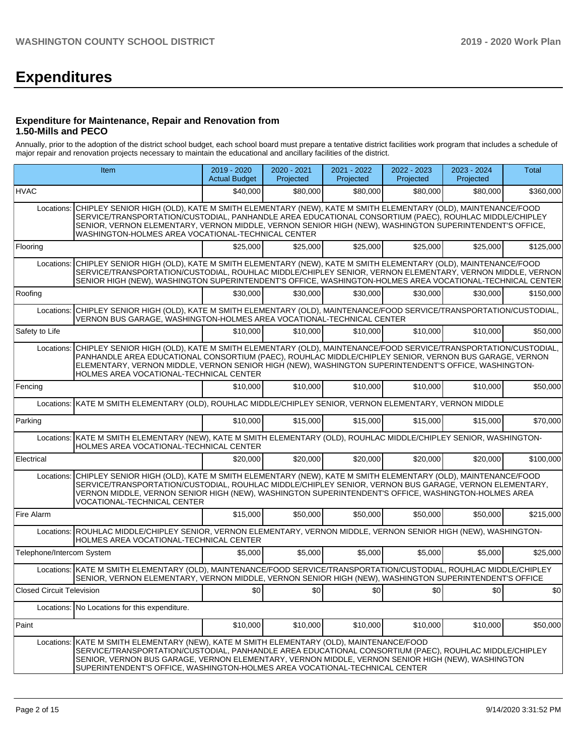# Expenditures

### Expenditure for Maintenance, Repair and Renovation from 1.50-Mills and PECO

Annually, prior to the adoption of the district school budget, each school board must prepare a tentative district facilities work program that includes a schedule of major repair and renovation projects necessary to maintain the educational and ancillary facilities of the district.

| Item | | 2019 - 2020 Actual Budget | 2020 - 2021 Projected | 2021 - 2022 Projected | 2022 - 2023 Projected | 2023 - 2024 Projected | Total |
|---|---|---|---|---|---|---|---|
| HVAC | | $40,000 | $80,000 | $80,000 | $80,000 | $80,000 | $360,000 |
| Locations: | CHIPLEY SENIOR HIGH (OLD), KATE M SMITH ELEMENTARY (NEW), KATE M SMITH ELEMENTARY (OLD), MAINTENANCE/FOOD SERVICE/TRANSPORTATION/CUSTODIAL, PANHANDLE AREA EDUCATIONAL CONSORTIUM (PAEC), ROUHLAC MIDDLE/CHIPLEY SENIOR, VERNON ELEMENTARY, VERNON MIDDLE, VERNON SENIOR HIGH (NEW), WASHINGTON SUPERINTENDENT'S OFFICE, WASHINGTON-HOLMES AREA VOCATIONAL-TECHNICAL CENTER | | | | | | |
| Flooring | | $25,000 | $25,000 | $25,000 | $25,000 | $25,000 | $125,000 |
| Locations: | CHIPLEY SENIOR HIGH (OLD), KATE M SMITH ELEMENTARY (NEW), KATE M SMITH ELEMENTARY (OLD), MAINTENANCE/FOOD SERVICE/TRANSPORTATION/CUSTODIAL, ROUHLAC MIDDLE/CHIPLEY SENIOR, VERNON ELEMENTARY, VERNON MIDDLE, VERNON SENIOR HIGH (NEW), WASHINGTON SUPERINTENDENT'S OFFICE, WASHINGTON-HOLMES AREA VOCATIONAL-TECHNICAL CENTER | | | | | | |
| Roofing | | $30,000 | $30,000 | $30,000 | $30,000 | $30,000 | $150,000 |
| Locations: | CHIPLEY SENIOR HIGH (OLD), KATE M SMITH ELEMENTARY (OLD), MAINTENANCE/FOOD SERVICE/TRANSPORTATION/CUSTODIAL, VERNON BUS GARAGE, WASHINGTON-HOLMES AREA VOCATIONAL-TECHNICAL CENTER | | | | | | |
| Safety to Life | | $10,000 | $10,000 | $10,000 | $10,000 | $10,000 | $50,000 |
| Locations: | CHIPLEY SENIOR HIGH (OLD), KATE M SMITH ELEMENTARY (OLD), MAINTENANCE/FOOD SERVICE/TRANSPORTATION/CUSTODIAL, PANHANDLE AREA EDUCATIONAL CONSORTIUM (PAEC), ROUHLAC MIDDLE/CHIPLEY SENIOR, VERNON BUS GARAGE, VERNON ELEMENTARY, VERNON MIDDLE, VERNON SENIOR HIGH (NEW), WASHINGTON SUPERINTENDENT'S OFFICE, WASHINGTON-HOLMES AREA VOCATIONAL-TECHNICAL CENTER | | | | | | |
| Fencing | | $10,000 | $10,000 | $10,000 | $10,000 | $10,000 | $50,000 |
| Locations: | KATE M SMITH ELEMENTARY (OLD), ROUHLAC MIDDLE/CHIPLEY SENIOR, VERNON ELEMENTARY, VERNON MIDDLE | | | | | | |
| Parking | | $10,000 | $15,000 | $15,000 | $15,000 | $15,000 | $70,000 |
| Locations: | KATE M SMITH ELEMENTARY (NEW), KATE M SMITH ELEMENTARY (OLD), ROUHLAC MIDDLE/CHIPLEY SENIOR, WASHINGTON-HOLMES AREA VOCATIONAL-TECHNICAL CENTER | | | | | | |
| Electrical | | $20,000 | $20,000 | $20,000 | $20,000 | $20,000 | $100,000 |
| Locations: | CHIPLEY SENIOR HIGH (OLD), KATE M SMITH ELEMENTARY (NEW), KATE M SMITH ELEMENTARY (OLD), MAINTENANCE/FOOD SERVICE/TRANSPORTATION/CUSTODIAL, ROUHLAC MIDDLE/CHIPLEY SENIOR, VERNON BUS GARAGE, VERNON ELEMENTARY, VERNON MIDDLE, VERNON SENIOR HIGH (NEW), WASHINGTON SUPERINTENDENT'S OFFICE, WASHINGTON-HOLMES AREA VOCATIONAL-TECHNICAL CENTER | | | | | | |
| Fire Alarm | | $15,000 | $50,000 | $50,000 | $50,000 | $50,000 | $215,000 |
| Locations: | ROUHLAC MIDDLE/CHIPLEY SENIOR, VERNON ELEMENTARY, VERNON MIDDLE, VERNON SENIOR HIGH (NEW), WASHINGTON-HOLMES AREA VOCATIONAL-TECHNICAL CENTER | | | | | | |
| Telephone/Intercom System | | $5,000 | $5,000 | $5,000 | $5,000 | $5,000 | $25,000 |
| Locations: | KATE M SMITH ELEMENTARY (OLD), MAINTENANCE/FOOD SERVICE/TRANSPORTATION/CUSTODIAL, ROUHLAC MIDDLE/CHIPLEY SENIOR, VERNON ELEMENTARY, VERNON MIDDLE, VERNON SENIOR HIGH (NEW), WASHINGTON SUPERINTENDENT'S OFFICE | | | | | | |
| Closed Circuit Television | | $0 | $0 | $0 | $0 | $0 | $0 |
| Locations: | No Locations for this expenditure. | | | | | | |
| Paint | | $10,000 | $10,000 | $10,000 | $10,000 | $10,000 | $50,000 |
| Locations: | KATE M SMITH ELEMENTARY (NEW), KATE M SMITH ELEMENTARY (OLD), MAINTENANCE/FOOD SERVICE/TRANSPORTATION/CUSTODIAL, PANHANDLE AREA EDUCATIONAL CONSORTIUM (PAEC), ROUHLAC MIDDLE/CHIPLEY SENIOR, VERNON BUS GARAGE, VERNON ELEMENTARY, VERNON MIDDLE, VERNON SENIOR HIGH (NEW), WASHINGTON SUPERINTENDENT'S OFFICE, WASHINGTON-HOLMES AREA VOCATIONAL-TECHNICAL CENTER | | | | | | |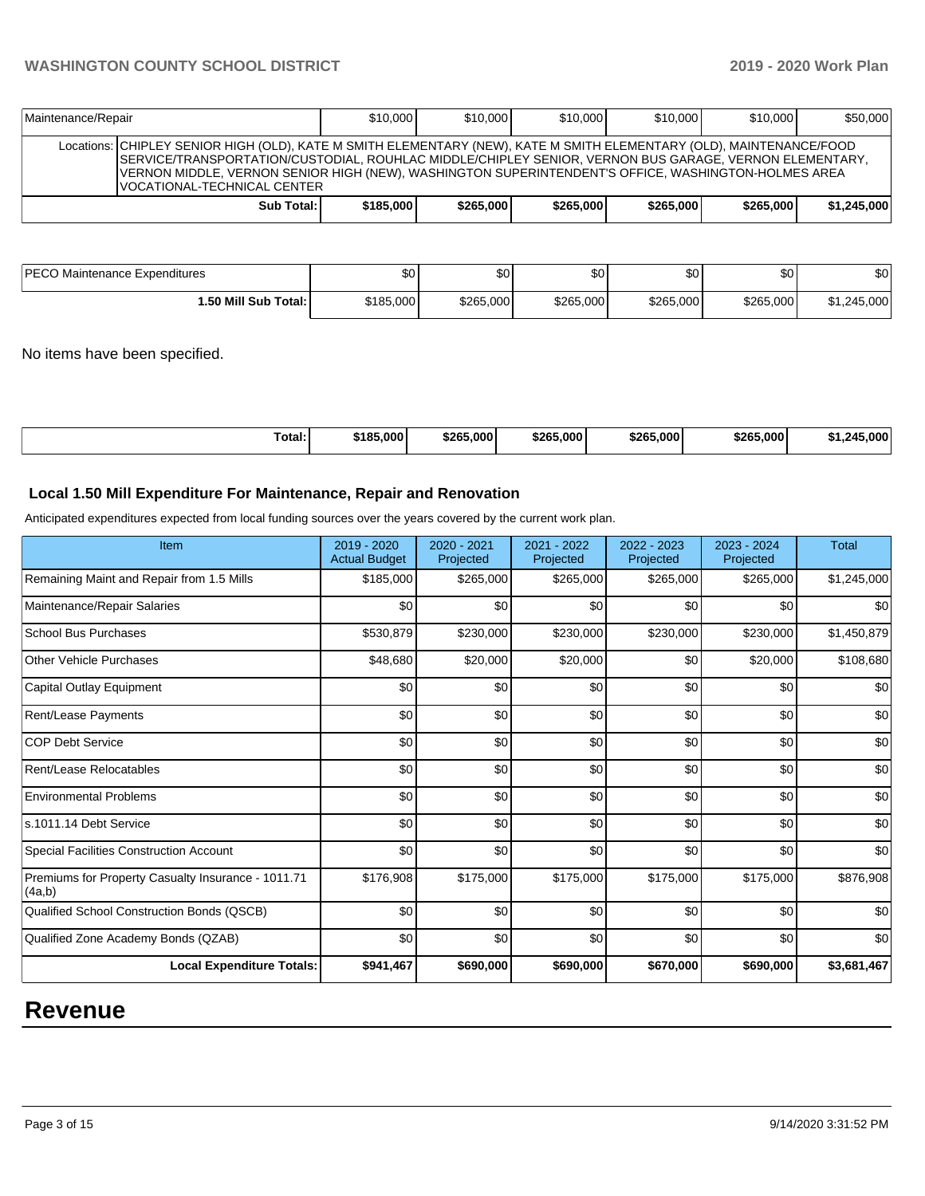| Maintenance/Repair | $10,000 | $10,000 | $10,000 | $10,000 | $10,000 | $50,000 |
|---|---|---|---|---|---|---|
| Locations: CHIPLEY SENIOR HIGH (OLD), KATE M SMITH ELEMENTARY (NEW), KATE M SMITH ELEMENTARY (OLD), MAINTENANCE/FOOD SERVICE/TRANSPORTATION/CUSTODIAL, ROUHLAC MIDDLE/CHIPLEY SENIOR, VERNON BUS GARAGE, VERNON ELEMENTARY, VERNON MIDDLE, VERNON SENIOR HIGH (NEW), WASHINGTON SUPERINTENDENT'S OFFICE, WASHINGTON-HOLMES AREA VOCATIONAL-TECHNICAL CENTER | | | | | | |
| **Sub Total:** | **$185,000** | **$265,000** | **$265,000** | **$265,000** | **$265,000** | **$1,245,000** |

| PECO Maintenance Expenditures | $0 | $0 | $0 | $0 | $0 | $0 |
|---|---|---|---|---|---|---|
| **1.50 Mill Sub Total:** | $185,000 | $265,000 | $265,000 | $265,000 | $265,000 | $1,245,000 |

No items have been specified.

| Total: | $185,000 | $265,000 | $265,000 | $265,000 | $265,000 | $1,245,000 |
|---|---|---|---|---|---|---|

### Local 1.50 Mill Expenditure For Maintenance, Repair and Renovation

Anticipated expenditures expected from local funding sources over the years covered by the current work plan.

| Item | 2019 - 2020 Actual Budget | 2020 - 2021 Projected | 2021 - 2022 Projected | 2022 - 2023 Projected | 2023 - 2024 Projected | Total |
|---|---|---|---|---|---|---|
| Remaining Maint and Repair from 1.5 Mills | $185,000 | $265,000 | $265,000 | $265,000 | $265,000 | $1,245,000 |
| Maintenance/Repair Salaries | $0 | $0 | $0 | $0 | $0 | $0 |
| School Bus Purchases | $530,879 | $230,000 | $230,000 | $230,000 | $230,000 | $1,450,879 |
| Other Vehicle Purchases | $48,680 | $20,000 | $20,000 | $0 | $20,000 | $108,680 |
| Capital Outlay Equipment | $0 | $0 | $0 | $0 | $0 | $0 |
| Rent/Lease Payments | $0 | $0 | $0 | $0 | $0 | $0 |
| COP Debt Service | $0 | $0 | $0 | $0 | $0 | $0 |
| Rent/Lease Relocatables | $0 | $0 | $0 | $0 | $0 | $0 |
| Environmental Problems | $0 | $0 | $0 | $0 | $0 | $0 |
| s.1011.14 Debt Service | $0 | $0 | $0 | $0 | $0 | $0 |
| Special Facilities Construction Account | $0 | $0 | $0 | $0 | $0 | $0 |
| Premiums for Property Casualty Insurance - 1011.71 (4a,b) | $176,908 | $175,000 | $175,000 | $175,000 | $175,000 | $876,908 |
| Qualified School Construction Bonds (QSCB) | $0 | $0 | $0 | $0 | $0 | $0 |
| Qualified Zone Academy Bonds (QZAB) | $0 | $0 | $0 | $0 | $0 | $0 |
| **Local Expenditure Totals:** | **$941,467** | **$690,000** | **$690,000** | **$670,000** | **$690,000** | **$3,681,467** |

# Revenue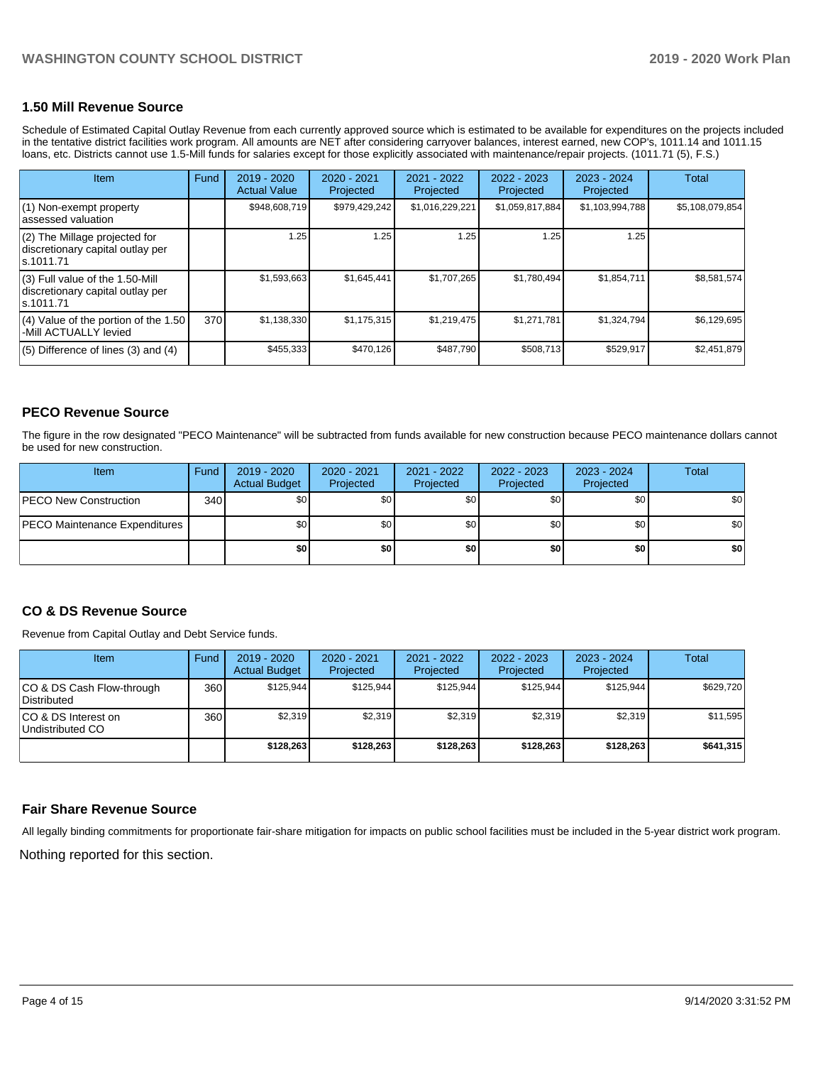### 1.50 Mill Revenue Source

Schedule of Estimated Capital Outlay Revenue from each currently approved source which is estimated to be available for expenditures on the projects included in the tentative district facilities work program. All amounts are NET after considering carryover balances, interest earned, new COP's, 1011.14 and 1011.15 loans, etc. Districts cannot use 1.5-Mill funds for salaries except for those explicitly associated with maintenance/repair projects. (1011.71 (5), F.S.)

| Item | Fund | 2019 - 2020 Actual Value | 2020 - 2021 Projected | 2021 - 2022 Projected | 2022 - 2023 Projected | 2023 - 2024 Projected | Total |
|---|---|---|---|---|---|---|---|
| (1) Non-exempt property assessed valuation | | $948,608,719 | $979,429,242 | $1,016,229,221 | $1,059,817,884 | $1,103,994,788 | $5,108,079,854 |
| (2) The Millage projected for discretionary capital outlay per s.1011.71 | | 1.25 | 1.25 | 1.25 | 1.25 | 1.25 | |
| (3) Full value of the 1.50-Mill discretionary capital outlay per s.1011.71 | | $1,593,663 | $1,645,441 | $1,707,265 | $1,780,494 | $1,854,711 | $8,581,574 |
| (4) Value of the portion of the 1.50 -Mill ACTUALLY levied | 370 | $1,138,330 | $1,175,315 | $1,219,475 | $1,271,781 | $1,324,794 | $6,129,695 |
| (5) Difference of lines (3) and (4) | | $455,333 | $470,126 | $487,790 | $508,713 | $529,917 | $2,451,879 |

### PECO Revenue Source

The figure in the row designated "PECO Maintenance" will be subtracted from funds available for new construction because PECO maintenance dollars cannot be used for new construction.

| Item | Fund | 2019 - 2020 Actual Budget | 2020 - 2021 Projected | 2021 - 2022 Projected | 2022 - 2023 Projected | 2023 - 2024 Projected | Total |
|---|---|---|---|---|---|---|---|
| PECO New Construction | 340 | $0 | $0 | $0 | $0 | $0 | $0 |
| PECO Maintenance Expenditures | | $0 | $0 | $0 | $0 | $0 | $0 |
| | | **$0** | **$0** | **$0** | **$0** | **$0** | **$0** |

### CO & DS Revenue Source

Revenue from Capital Outlay and Debt Service funds.

| Item | Fund | 2019 - 2020 Actual Budget | 2020 - 2021 Projected | 2021 - 2022 Projected | 2022 - 2023 Projected | 2023 - 2024 Projected | Total |
|---|---|---|---|---|---|---|---|
| CO & DS Cash Flow-through Distributed | 360 | $125,944 | $125,944 | $125,944 | $125,944 | $125,944 | $629,720 |
| CO & DS Interest on Undistributed CO | 360 | $2,319 | $2,319 | $2,319 | $2,319 | $2,319 | $11,595 |
| | | **$128,263** | **$128,263** | **$128,263** | **$128,263** | **$128,263** | **$641,315** |

### Fair Share Revenue Source

All legally binding commitments for proportionate fair-share mitigation for impacts on public school facilities must be included in the 5-year district work program.

Nothing reported for this section.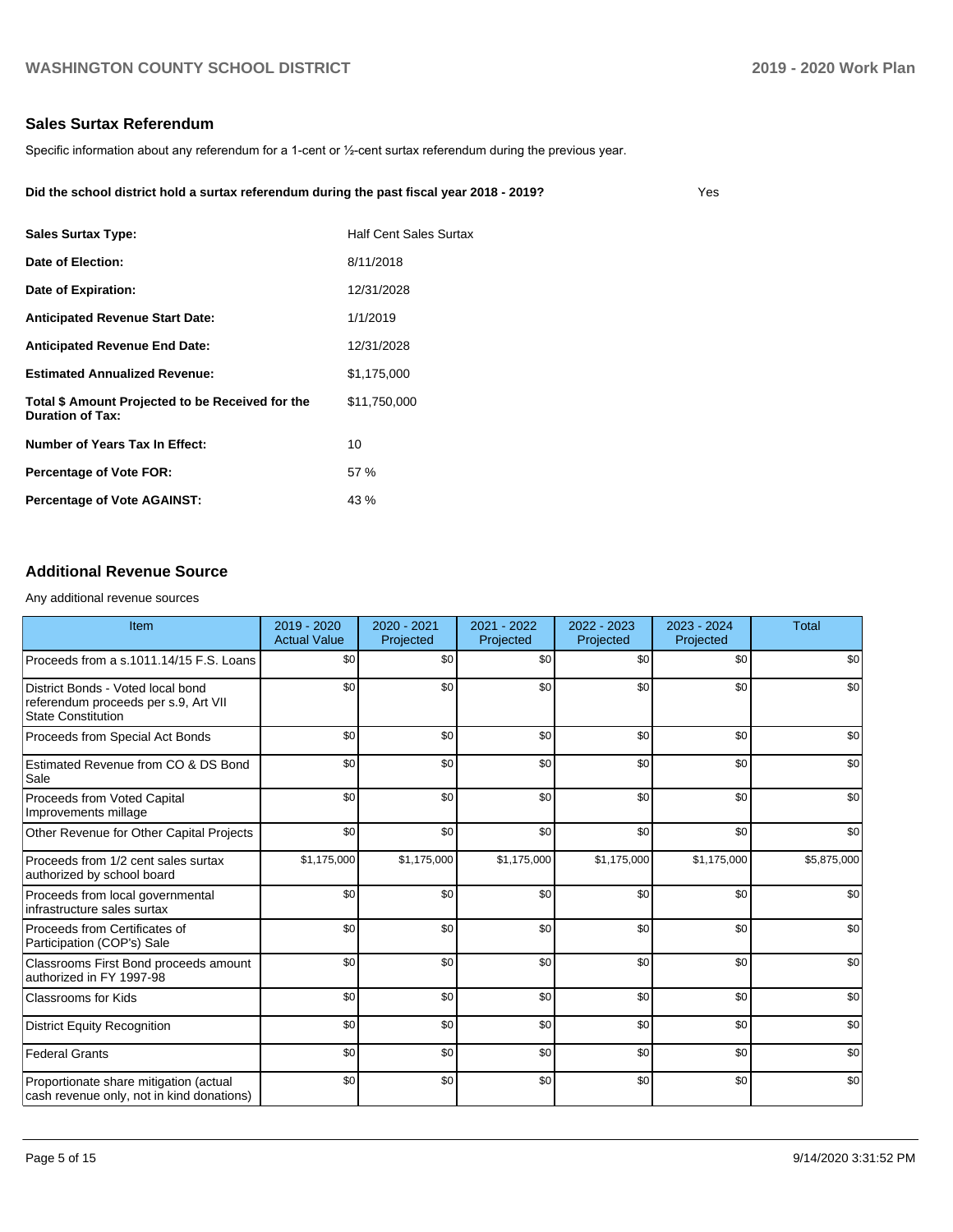## Sales Surtax Referendum

Specific information about any referendum for a 1-cent or ½-cent surtax referendum during the previous year.

**Did the school district hold a surtax referendum during the past fiscal year 2018 - 2019?** Yes

| | |
|---|---|
| **Sales Surtax Type:** | Half Cent Sales Surtax |
| **Date of Election:** | 8/11/2018 |
| **Date of Expiration:** | 12/31/2028 |
| **Anticipated Revenue Start Date:** | 1/1/2019 |
| **Anticipated Revenue End Date:** | 12/31/2028 |
| **Estimated Annualized Revenue:** | $1,175,000 |
| **Total $ Amount Projected to be Received for the Duration of Tax:** | $11,750,000 |
| **Number of Years Tax In Effect:** | 10 |
| **Percentage of Vote FOR:** | 57 % |
| **Percentage of Vote AGAINST:** | 43 % |

## Additional Revenue Source

Any additional revenue sources

| Item | 2019 - 2020 Actual Value | 2020 - 2021 Projected | 2021 - 2022 Projected | 2022 - 2023 Projected | 2023 - 2024 Projected | Total |
|---|---|---|---|---|---|---|
| Proceeds from a s.1011.14/15 F.S. Loans | $0 | $0 | $0 | $0 | $0 | $0 |
| District Bonds - Voted local bond referendum proceeds per s.9, Art VII State Constitution | $0 | $0 | $0 | $0 | $0 | $0 |
| Proceeds from Special Act Bonds | $0 | $0 | $0 | $0 | $0 | $0 |
| Estimated Revenue from CO & DS Bond Sale | $0 | $0 | $0 | $0 | $0 | $0 |
| Proceeds from Voted Capital Improvements millage | $0 | $0 | $0 | $0 | $0 | $0 |
| Other Revenue for Other Capital Projects | $0 | $0 | $0 | $0 | $0 | $0 |
| Proceeds from 1/2 cent sales surtax authorized by school board | $1,175,000 | $1,175,000 | $1,175,000 | $1,175,000 | $1,175,000 | $5,875,000 |
| Proceeds from local governmental infrastructure sales surtax | $0 | $0 | $0 | $0 | $0 | $0 |
| Proceeds from Certificates of Participation (COP's) Sale | $0 | $0 | $0 | $0 | $0 | $0 |
| Classrooms First Bond proceeds amount authorized in FY 1997-98 | $0 | $0 | $0 | $0 | $0 | $0 |
| Classrooms for Kids | $0 | $0 | $0 | $0 | $0 | $0 |
| District Equity Recognition | $0 | $0 | $0 | $0 | $0 | $0 |
| Federal Grants | $0 | $0 | $0 | $0 | $0 | $0 |
| Proportionate share mitigation (actual cash revenue only, not in kind donations) | $0 | $0 | $0 | $0 | $0 | $0 |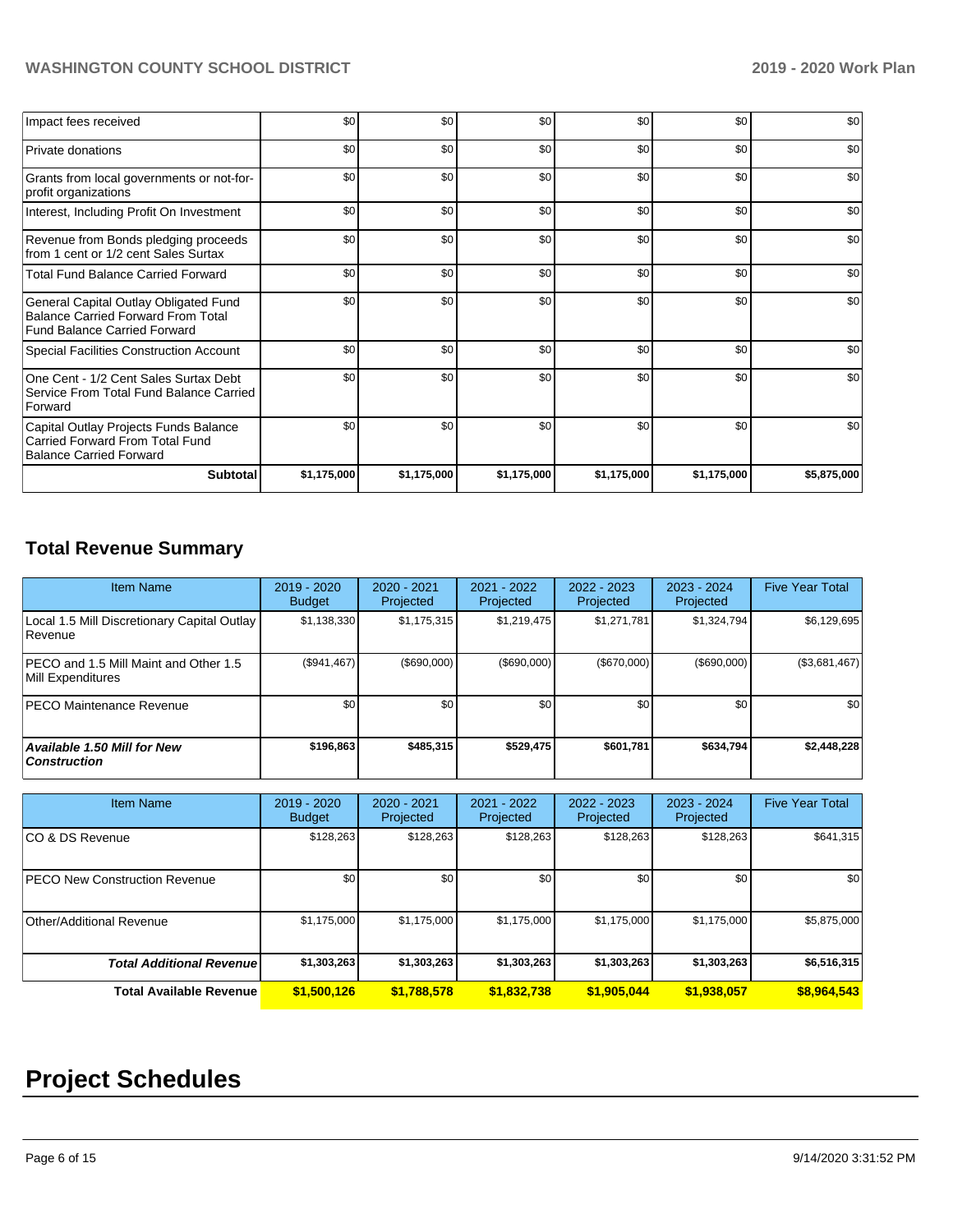| | | | | | | |
|---|---|---|---|---|---|---|
| Impact fees received | $0 | $0 | $0 | $0 | $0 | $0 |
| Private donations | $0 | $0 | $0 | $0 | $0 | $0 |
| Grants from local governments or not-for-profit organizations | $0 | $0 | $0 | $0 | $0 | $0 |
| Interest, Including Profit On Investment | $0 | $0 | $0 | $0 | $0 | $0 |
| Revenue from Bonds pledging proceeds from 1 cent or 1/2 cent Sales Surtax | $0 | $0 | $0 | $0 | $0 | $0 |
| Total Fund Balance Carried Forward | $0 | $0 | $0 | $0 | $0 | $0 |
| General Capital Outlay Obligated Fund Balance Carried Forward From Total Fund Balance Carried Forward | $0 | $0 | $0 | $0 | $0 | $0 |
| Special Facilities Construction Account | $0 | $0 | $0 | $0 | $0 | $0 |
| One Cent - 1/2 Cent Sales Surtax Debt Service From Total Fund Balance Carried Forward | $0 | $0 | $0 | $0 | $0 | $0 |
| Capital Outlay Projects Funds Balance Carried Forward From Total Fund Balance Carried Forward | $0 | $0 | $0 | $0 | $0 | $0 |
| **Subtotal** | **$1,175,000** | **$1,175,000** | **$1,175,000** | **$1,175,000** | **$1,175,000** | **$5,875,000** |

## Total Revenue Summary

| Item Name | 2019 - 2020 Budget | 2020 - 2021 Projected | 2021 - 2022 Projected | 2022 - 2023 Projected | 2023 - 2024 Projected | Five Year Total |
|---|---|---|---|---|---|---|
| Local 1.5 Mill Discretionary Capital Outlay Revenue | $1,138,330 | $1,175,315 | $1,219,475 | $1,271,781 | $1,324,794 | $6,129,695 |
| PECO and 1.5 Mill Maint and Other 1.5 Mill Expenditures | ($941,467) | ($690,000) | ($690,000) | ($670,000) | ($690,000) | ($3,681,467) |
| PECO Maintenance Revenue | $0 | $0 | $0 | $0 | $0 | $0 |
| ***Available 1.50 Mill for New Construction*** | **$196,863** | **$485,315** | **$529,475** | **$601,781** | **$634,794** | **$2,448,228** |

| Item Name | 2019 - 2020 Budget | 2020 - 2021 Projected | 2021 - 2022 Projected | 2022 - 2023 Projected | 2023 - 2024 Projected | Five Year Total |
|---|---|---|---|---|---|---|
| CO & DS Revenue | $128,263 | $128,263 | $128,263 | $128,263 | $128,263 | $641,315 |
| PECO New Construction Revenue | $0 | $0 | $0 | $0 | $0 | $0 |
| Other/Additional Revenue | $1,175,000 | $1,175,000 | $1,175,000 | $1,175,000 | $1,175,000 | $5,875,000 |
| ***Total Additional Revenue*** | **$1,303,263** | **$1,303,263** | **$1,303,263** | **$1,303,263** | **$1,303,263** | **$6,516,315** |
| **Total Available Revenue** | **$1,500,126** | **$1,788,578** | **$1,832,738** | **$1,905,044** | **$1,938,057** | **$8,964,543** |

# Project Schedules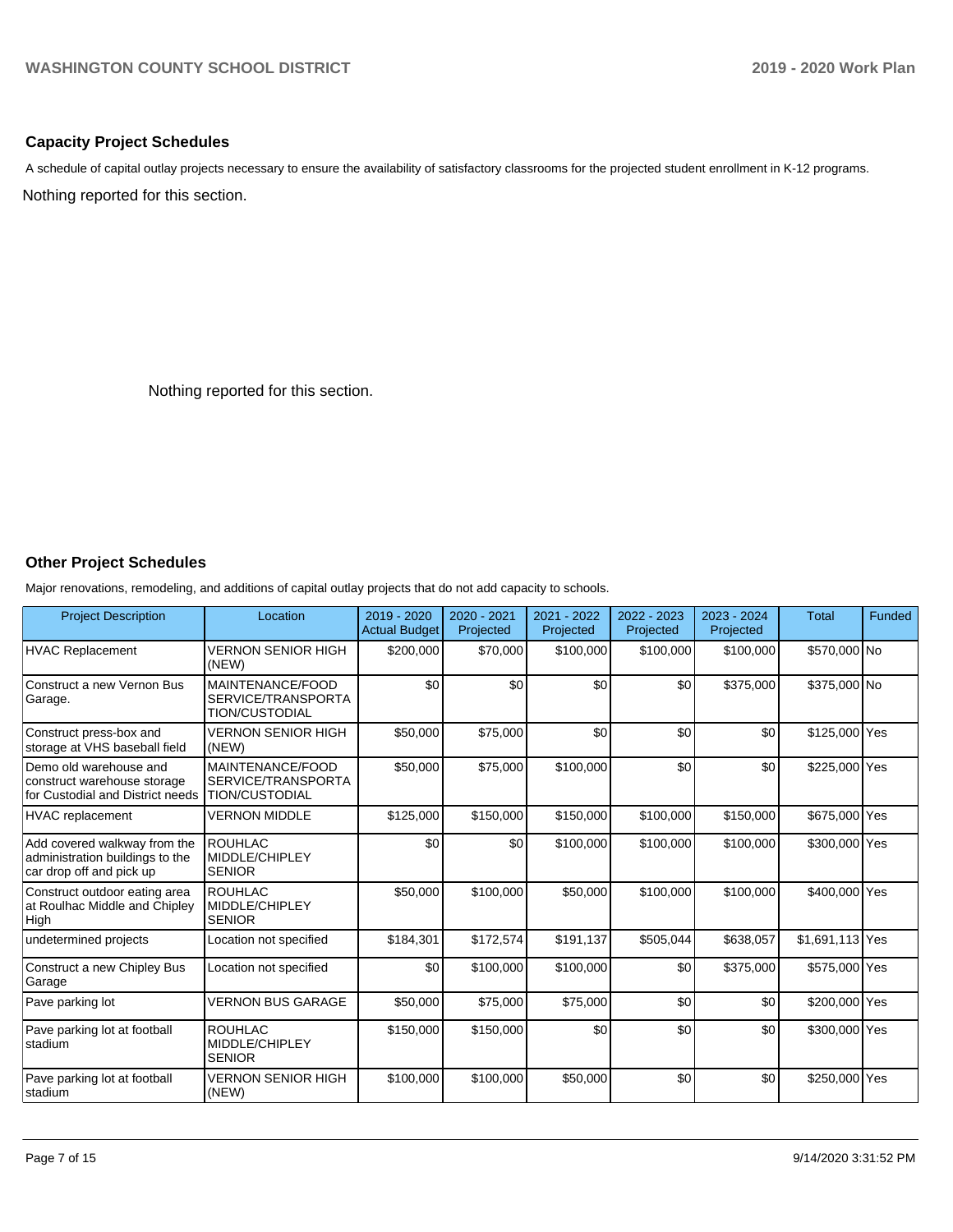## Capacity Project Schedules

A schedule of capital outlay projects necessary to ensure the availability of satisfactory classrooms for the projected student enrollment in K-12 programs.

Nothing reported for this section.

Nothing reported for this section.

## Other Project Schedules

Major renovations, remodeling, and additions of capital outlay projects that do not add capacity to schools.

| Project Description | Location | 2019 - 2020 Actual Budget | 2020 - 2021 Projected | 2021 - 2022 Projected | 2022 - 2023 Projected | 2023 - 2024 Projected | Total | Funded |
|---|---|---|---|---|---|---|---|---|
| HVAC Replacement | VERNON SENIOR HIGH (NEW) | $200,000 | $70,000 | $100,000 | $100,000 | $100,000 | $570,000 | No |
| Construct a new Vernon Bus Garage. | MAINTENANCE/FOOD SERVICE/TRANSPORTATION/CUSTODIAL | $0 | $0 | $0 | $0 | $375,000 | $375,000 | No |
| Construct press-box and storage at VHS baseball field | VERNON SENIOR HIGH (NEW) | $50,000 | $75,000 | $0 | $0 | $0 | $125,000 | Yes |
| Demo old warehouse and construct warehouse storage for Custodial and District needs | MAINTENANCE/FOOD SERVICE/TRANSPORTATION/CUSTODIAL | $50,000 | $75,000 | $100,000 | $0 | $0 | $225,000 | Yes |
| HVAC replacement | VERNON MIDDLE | $125,000 | $150,000 | $150,000 | $100,000 | $150,000 | $675,000 | Yes |
| Add covered walkway from the administration buildings to the car drop off and pick up | ROUHLAC MIDDLE/CHIPLEY SENIOR | $0 | $0 | $100,000 | $100,000 | $100,000 | $300,000 | Yes |
| Construct outdoor eating area at Roulhac Middle and Chipley High | ROUHLAC MIDDLE/CHIPLEY SENIOR | $50,000 | $100,000 | $50,000 | $100,000 | $100,000 | $400,000 | Yes |
| undetermined projects | Location not specified | $184,301 | $172,574 | $191,137 | $505,044 | $638,057 | $1,691,113 | Yes |
| Construct a new Chipley Bus Garage | Location not specified | $0 | $100,000 | $100,000 | $0 | $375,000 | $575,000 | Yes |
| Pave parking lot | VERNON BUS GARAGE | $50,000 | $75,000 | $75,000 | $0 | $0 | $200,000 | Yes |
| Pave parking lot at football stadium | ROUHLAC MIDDLE/CHIPLEY SENIOR | $150,000 | $150,000 | $0 | $0 | $0 | $300,000 | Yes |
| Pave parking lot at football stadium | VERNON SENIOR HIGH (NEW) | $100,000 | $100,000 | $50,000 | $0 | $0 | $250,000 | Yes |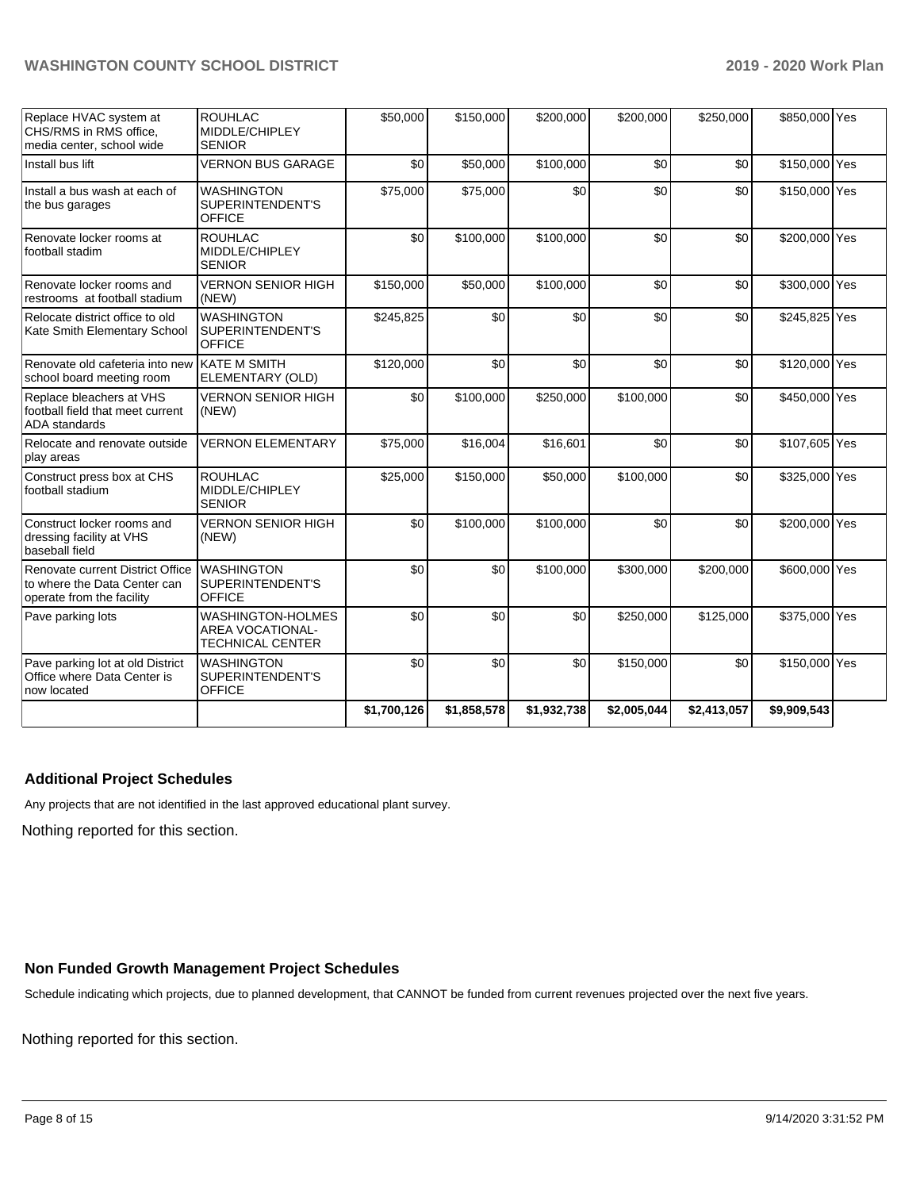| | | | | | | | | |
|---|---|---|---|---|---|---|---|---|
| Replace HVAC system at CHS/RMS in RMS office, media center, school wide | ROUHLAC MIDDLE/CHIPLEY SENIOR | $50,000 | $150,000 | $200,000 | $200,000 | $250,000 | $850,000 | Yes |
| Install bus lift | VERNON BUS GARAGE | $0 | $50,000 | $100,000 | $0 | $0 | $150,000 | Yes |
| Install a bus wash at each of the bus garages | WASHINGTON SUPERINTENDENT'S OFFICE | $75,000 | $75,000 | $0 | $0 | $0 | $150,000 | Yes |
| Renovate locker rooms at football stadim | ROUHLAC MIDDLE/CHIPLEY SENIOR | $0 | $100,000 | $100,000 | $0 | $0 | $200,000 | Yes |
| Renovate locker rooms and restrooms at football stadium | VERNON SENIOR HIGH (NEW) | $150,000 | $50,000 | $100,000 | $0 | $0 | $300,000 | Yes |
| Relocate district office to old Kate Smith Elementary School | WASHINGTON SUPERINTENDENT'S OFFICE | $245,825 | $0 | $0 | $0 | $0 | $245,825 | Yes |
| Renovate old cafeteria into new school board meeting room | KATE M SMITH ELEMENTARY (OLD) | $120,000 | $0 | $0 | $0 | $0 | $120,000 | Yes |
| Replace bleachers at VHS football field that meet current ADA standards | VERNON SENIOR HIGH (NEW) | $0 | $100,000 | $250,000 | $100,000 | $0 | $450,000 | Yes |
| Relocate and renovate outside play areas | VERNON ELEMENTARY | $75,000 | $16,004 | $16,601 | $0 | $0 | $107,605 | Yes |
| Construct press box at CHS football stadium | ROUHLAC MIDDLE/CHIPLEY SENIOR | $25,000 | $150,000 | $50,000 | $100,000 | $0 | $325,000 | Yes |
| Construct locker rooms and dressing facility at VHS baseball field | VERNON SENIOR HIGH (NEW) | $0 | $100,000 | $100,000 | $0 | $0 | $200,000 | Yes |
| Renovate current District Office to where the Data Center can operate from the facility | WASHINGTON SUPERINTENDENT'S OFFICE | $0 | $0 | $100,000 | $300,000 | $200,000 | $600,000 | Yes |
| Pave parking lots | WASHINGTON-HOLMES AREA VOCATIONAL-TECHNICAL CENTER | $0 | $0 | $0 | $250,000 | $125,000 | $375,000 | Yes |
| Pave parking lot at old District Office where Data Center is now located | WASHINGTON SUPERINTENDENT'S OFFICE | $0 | $0 | $0 | $150,000 | $0 | $150,000 | Yes |
| | | $1,700,126 | $1,858,578 | $1,932,738 | $2,005,044 | $2,413,057 | $9,909,543 | |

### Additional Project Schedules

Any projects that are not identified in the last approved educational plant survey.

Nothing reported for this section.

### Non Funded Growth Management Project Schedules

Schedule indicating which projects, due to planned development, that CANNOT be funded from current revenues projected over the next five years.

Nothing reported for this section.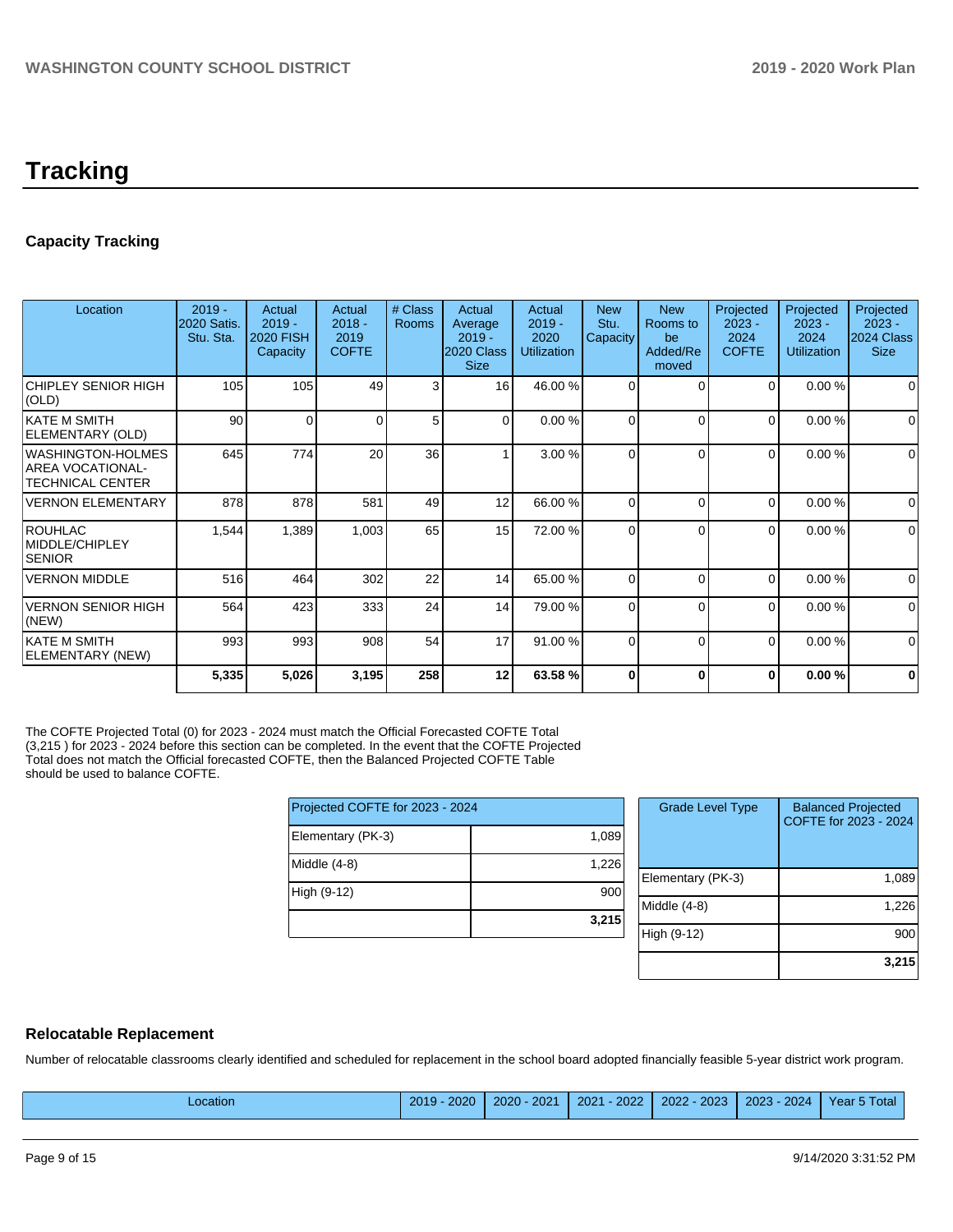# Tracking

## Capacity Tracking

| Location | 2019 - 2020 Satis. Stu. Sta. | Actual 2019 - 2020 FISH Capacity | Actual 2018 - 2019 COFTE | # Class Rooms | Actual Average 2019 - 2020 Class Size | Actual 2019 - 2020 Utilization | New Stu. Capacity | New Rooms to be Added/Removed | Projected 2023 - 2024 COFTE | Projected 2023 - 2024 Utilization | Projected 2023 - 2024 Class Size |
|---|---|---|---|---|---|---|---|---|---|---|---|
| CHIPLEY SENIOR HIGH (OLD) | 105 | 105 | 49 | 3 | 16 | 46.00 % | 0 | 0 | 0 | 0.00 % | 0 |
| KATE M SMITH ELEMENTARY (OLD) | 90 | 0 | 0 | 5 | 0 | 0.00 % | 0 | 0 | 0 | 0.00 % | 0 |
| WASHINGTON-HOLMES AREA VOCATIONAL-TECHNICAL CENTER | 645 | 774 | 20 | 36 | 1 | 3.00 % | 0 | 0 | 0 | 0.00 % | 0 |
| VERNON ELEMENTARY | 878 | 878 | 581 | 49 | 12 | 66.00 % | 0 | 0 | 0 | 0.00 % | 0 |
| ROUHLAC MIDDLE/CHIPLEY SENIOR | 1,544 | 1,389 | 1,003 | 65 | 15 | 72.00 % | 0 | 0 | 0 | 0.00 % | 0 |
| VERNON MIDDLE | 516 | 464 | 302 | 22 | 14 | 65.00 % | 0 | 0 | 0 | 0.00 % | 0 |
| VERNON SENIOR HIGH (NEW) | 564 | 423 | 333 | 24 | 14 | 79.00 % | 0 | 0 | 0 | 0.00 % | 0 |
| KATE M SMITH ELEMENTARY (NEW) | 993 | 993 | 908 | 54 | 17 | 91.00 % | 0 | 0 | 0 | 0.00 % | 0 |
| | **5,335** | **5,026** | **3,195** | **258** | **12** | **63.58 %** | **0** | **0** | **0** | **0.00 %** | **0** |

The COFTE Projected Total (0) for 2023 - 2024 must match the Official Forecasted COFTE Total (3,215 ) for 2023 - 2024 before this section can be completed. In the event that the COFTE Projected Total does not match the Official forecasted COFTE, then the Balanced Projected COFTE Table should be used to balance COFTE.

| Projected COFTE for 2023 - 2024 | |
|---|---|
| Elementary (PK-3) | 1,089 |
| Middle (4-8) | 1,226 |
| High (9-12) | 900 |
| | **3,215** |

| Grade Level Type | Balanced Projected COFTE for 2023 - 2024 |
|---|---|
| Elementary (PK-3) | 1,089 |
| Middle (4-8) | 1,226 |
| High (9-12) | 900 |
| | **3,215** |

## Relocatable Replacement

Number of relocatable classrooms clearly identified and scheduled for replacement in the school board adopted financially feasible 5-year district work program.

| Location | 2019 - 2020 | 2020 - 2021 | 2021 - 2022 | 2022 - 2023 | 2023 - 2024 | Year 5 Total |
|---|---|---|---|---|---|---|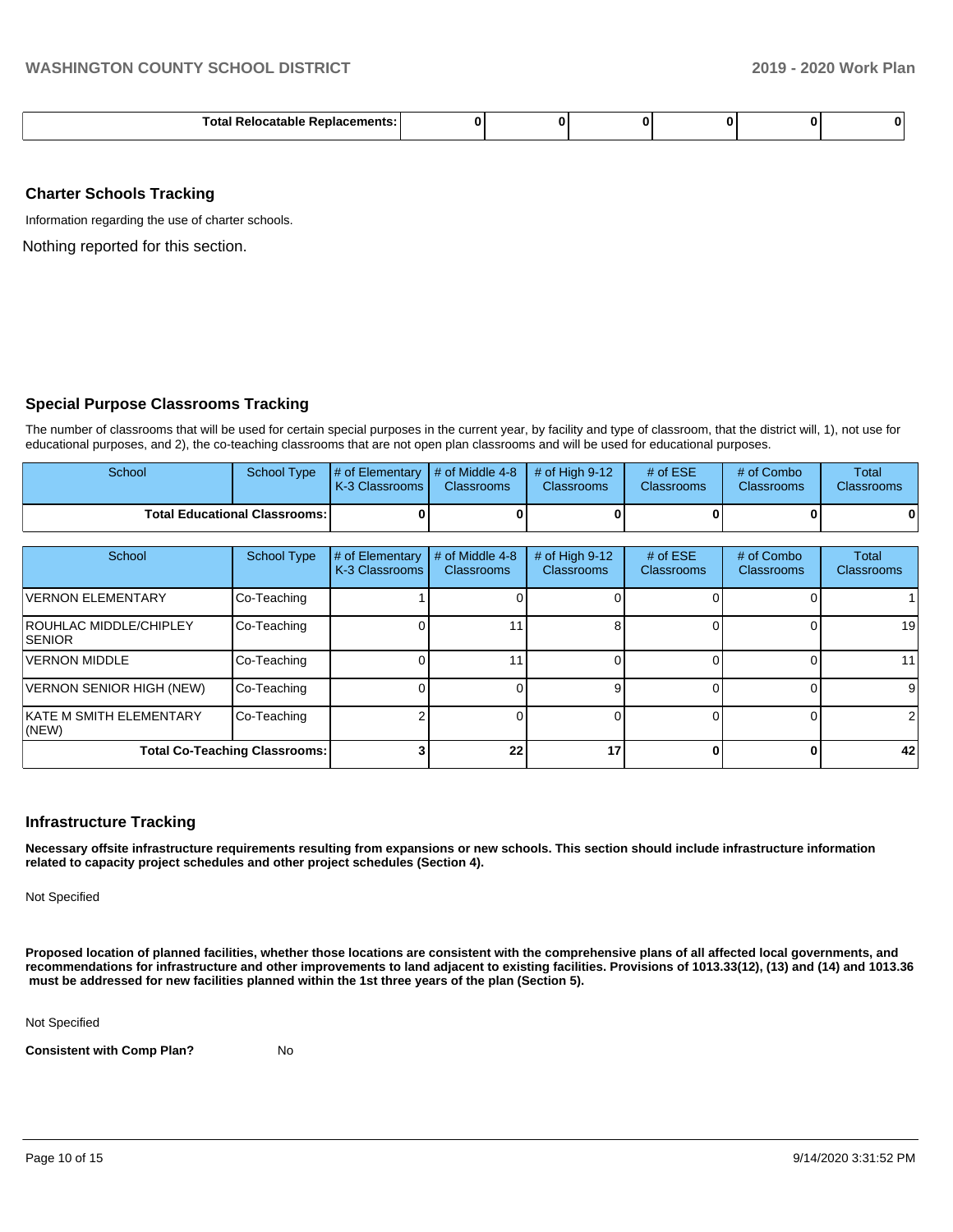| Total Relocatable Replacements: | 0 | 0 | 0 | 0 | 0 | 0 |
|---|---|---|---|---|---|---|

## Charter Schools Tracking

Information regarding the use of charter schools.

Nothing reported for this section.

## Special Purpose Classrooms Tracking

The number of classrooms that will be used for certain special purposes in the current year, by facility and type of classroom, that the district will, 1), not use for educational purposes, and 2), the co-teaching classrooms that are not open plan classrooms and will be used for educational purposes.

| School | School Type | # of Elementary K-3 Classrooms | # of Middle 4-8 Classrooms | # of High 9-12 Classrooms | # of ESE Classrooms | # of Combo Classrooms | Total Classrooms |
|---|---|---|---|---|---|---|---|
| Total Educational Classrooms: | | 0 | 0 | 0 | 0 | 0 | 0 |

| School | School Type | # of Elementary K-3 Classrooms | # of Middle 4-8 Classrooms | # of High 9-12 Classrooms | # of ESE Classrooms | # of Combo Classrooms | Total Classrooms |
|---|---|---|---|---|---|---|---|
| VERNON ELEMENTARY | Co-Teaching | 1 | 0 | 0 | 0 | 0 | 1 |
| ROUHLAC MIDDLE/CHIPLEY SENIOR | Co-Teaching | 0 | 11 | 8 | 0 | 0 | 19 |
| VERNON MIDDLE | Co-Teaching | 0 | 11 | 0 | 0 | 0 | 11 |
| VERNON SENIOR HIGH (NEW) | Co-Teaching | 0 | 0 | 9 | 0 | 0 | 9 |
| KATE M SMITH ELEMENTARY (NEW) | Co-Teaching | 2 | 0 | 0 | 0 | 0 | 2 |
| Total Co-Teaching Classrooms: | | 3 | 22 | 17 | 0 | 0 | 42 |

## Infrastructure Tracking

**Necessary offsite infrastructure requirements resulting from expansions or new schools. This section should include infrastructure information related to capacity project schedules and other project schedules (Section 4).**

Not Specified

**Proposed location of planned facilities, whether those locations are consistent with the comprehensive plans of all affected local governments, and recommendations for infrastructure and other improvements to land adjacent to existing facilities. Provisions of 1013.33(12), (13) and (14) and 1013.36 must be addressed for new facilities planned within the 1st three years of the plan (Section 5).**

Not Specified

**Consistent with Comp Plan?** No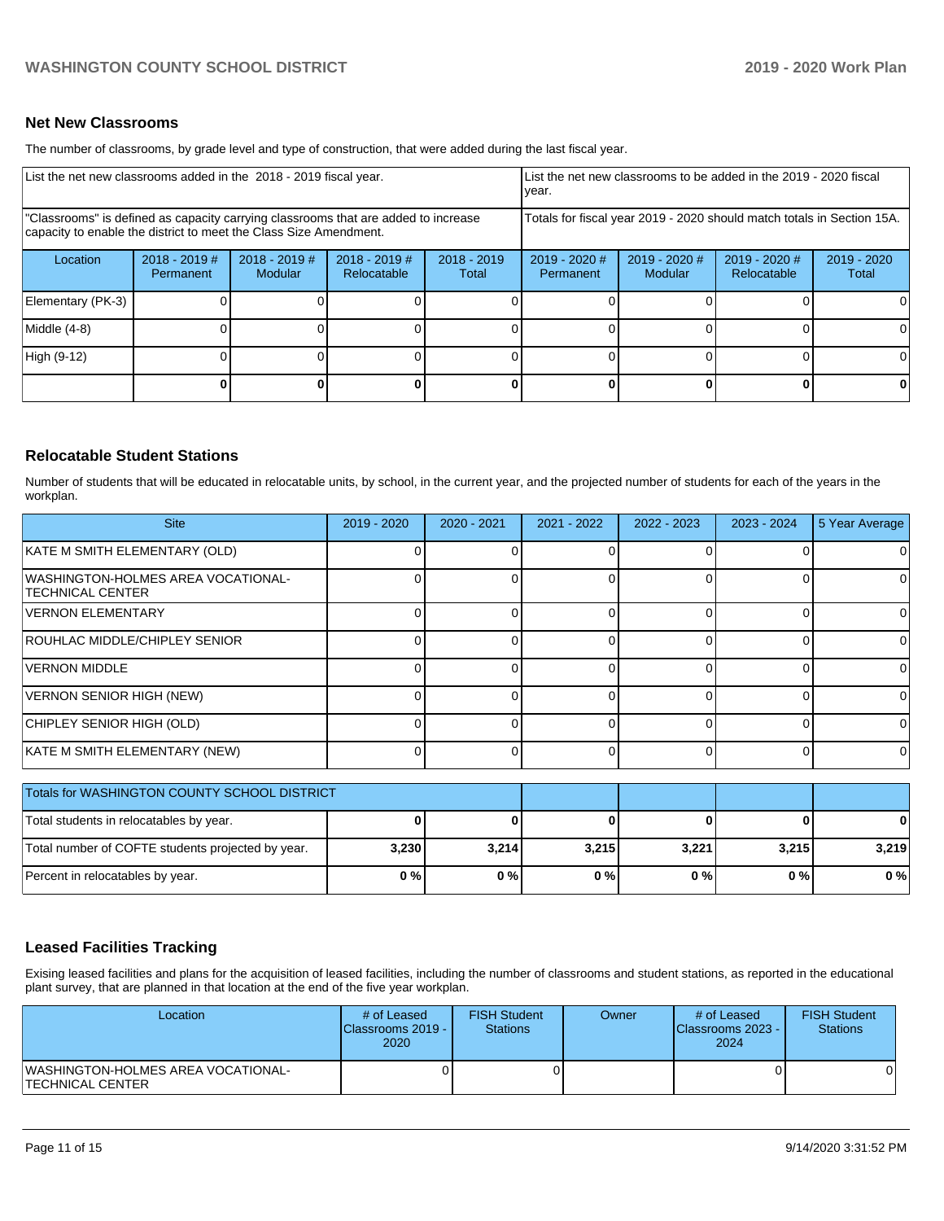## Net New Classrooms

The number of classrooms, by grade level and type of construction, that were added during the last fiscal year.

| List the net new classrooms added in the 2018 - 2019 fiscal year. | | | | | List the net new classrooms to be added in the 2019 - 2020 fiscal year. | | | |
|---|---|---|---|---|---|---|---|---|
| "Classrooms" is defined as capacity carrying classrooms that are added to increase capacity to enable the district to meet the Class Size Amendment. | | | | | Totals for fiscal year 2019 - 2020 should match totals in Section 15A. | | | |
| Location | 2018 - 2019 # Permanent | 2018 - 2019 # Modular | 2018 - 2019 # Relocatable | 2018 - 2019 Total | 2019 - 2020 # Permanent | 2019 - 2020 # Modular | 2019 - 2020 # Relocatable | 2019 - 2020 Total |
| Elementary (PK-3) | 0 | 0 | 0 | 0 | 0 | 0 | 0 | 0 |
| Middle (4-8) | 0 | 0 | 0 | 0 | 0 | 0 | 0 | 0 |
| High (9-12) | 0 | 0 | 0 | 0 | 0 | 0 | 0 | 0 |
| | **0** | **0** | **0** | **0** | **0** | **0** | **0** | **0** |

## Relocatable Student Stations

Number of students that will be educated in relocatable units, by school, in the current year, and the projected number of students for each of the years in the workplan.

| Site | 2019 - 2020 | 2020 - 2021 | 2021 - 2022 | 2022 - 2023 | 2023 - 2024 | 5 Year Average |
|---|---|---|---|---|---|---|
| KATE M SMITH ELEMENTARY (OLD) | 0 | 0 | 0 | 0 | 0 | 0 |
| WASHINGTON-HOLMES AREA VOCATIONAL-TECHNICAL CENTER | 0 | 0 | 0 | 0 | 0 | 0 |
| VERNON ELEMENTARY | 0 | 0 | 0 | 0 | 0 | 0 |
| ROUHLAC MIDDLE/CHIPLEY SENIOR | 0 | 0 | 0 | 0 | 0 | 0 |
| VERNON MIDDLE | 0 | 0 | 0 | 0 | 0 | 0 |
| VERNON SENIOR HIGH (NEW) | 0 | 0 | 0 | 0 | 0 | 0 |
| CHIPLEY SENIOR HIGH (OLD) | 0 | 0 | 0 | 0 | 0 | 0 |
| KATE M SMITH ELEMENTARY (NEW) | 0 | 0 | 0 | 0 | 0 | 0 |

| Totals for WASHINGTON COUNTY SCHOOL DISTRICT | | | | | | |
|---|---|---|---|---|---|---|
| Total students in relocatables by year. | **0** | **0** | **0** | **0** | **0** | **0** |
| Total number of COFTE students projected by year. | **3,230** | **3,214** | **3,215** | **3,221** | **3,215** | **3,219** |
| Percent in relocatables by year. | **0 %** | **0 %** | **0 %** | **0 %** | **0 %** | **0 %** |

## Leased Facilities Tracking

Exising leased facilities and plans for the acquisition of leased facilities, including the number of classrooms and student stations, as reported in the educational plant survey, that are planned in that location at the end of the five year workplan.

| Location | # of Leased Classrooms 2019 - 2020 | FISH Student Stations | Owner | # of Leased Classrooms 2023 - 2024 | FISH Student Stations |
|---|---|---|---|---|---|
| WASHINGTON-HOLMES AREA VOCATIONAL-TECHNICAL CENTER | 0 | 0 | | 0 | 0 |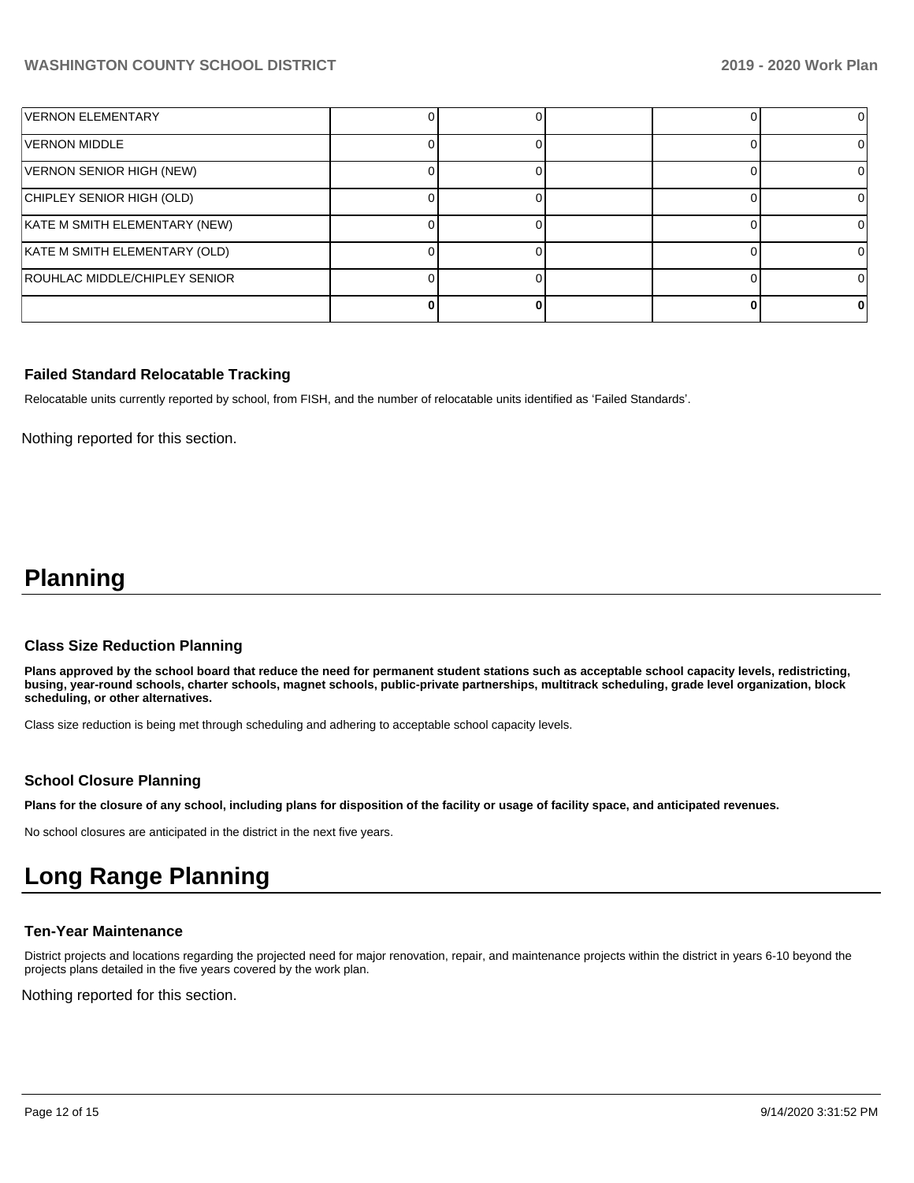| | | | | | |
|---|---|---|---|---|---|
| VERNON ELEMENTARY | 0 | 0 | | 0 | 0 |
| VERNON MIDDLE | 0 | 0 | | 0 | 0 |
| VERNON SENIOR HIGH (NEW) | 0 | 0 | | 0 | 0 |
| CHIPLEY SENIOR HIGH (OLD) | 0 | 0 | | 0 | 0 |
| KATE M SMITH ELEMENTARY (NEW) | 0 | 0 | | 0 | 0 |
| KATE M SMITH ELEMENTARY (OLD) | 0 | 0 | | 0 | 0 |
| ROUHLAC MIDDLE/CHIPLEY SENIOR | 0 | 0 | | 0 | 0 |
| | **0** | **0** | | **0** | **0** |

### Failed Standard Relocatable Tracking

Relocatable units currently reported by school, from FISH, and the number of relocatable units identified as 'Failed Standards'.

Nothing reported for this section.

# Planning

### Class Size Reduction Planning

**Plans approved by the school board that reduce the need for permanent student stations such as acceptable school capacity levels, redistricting, busing, year-round schools, charter schools, magnet schools, public-private partnerships, multitrack scheduling, grade level organization, block scheduling, or other alternatives.**

Class size reduction is being met through scheduling and adhering to acceptable school capacity levels.

### School Closure Planning

**Plans for the closure of any school, including plans for disposition of the facility or usage of facility space, and anticipated revenues.**

No school closures are anticipated in the district in the next five years.

# Long Range Planning

### Ten-Year Maintenance

District projects and locations regarding the projected need for major renovation, repair, and maintenance projects within the district in years 6-10 beyond the projects plans detailed in the five years covered by the work plan.

Nothing reported for this section.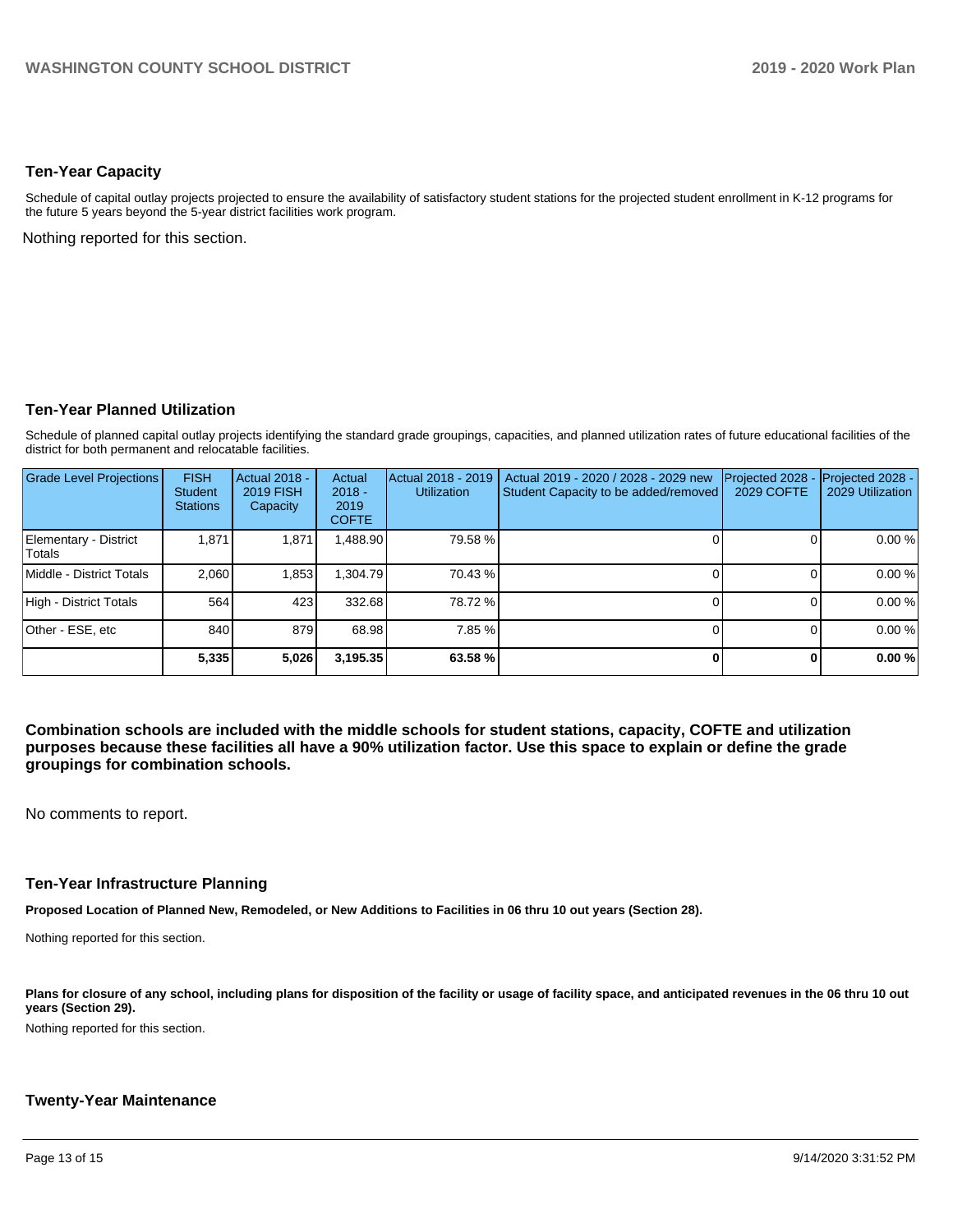## Ten-Year Capacity

Schedule of capital outlay projects projected to ensure the availability of satisfactory student stations for the projected student enrollment in K-12 programs for the future 5 years beyond the 5-year district facilities work program.

Nothing reported for this section.

## Ten-Year Planned Utilization

Schedule of planned capital outlay projects identifying the standard grade groupings, capacities, and planned utilization rates of future educational facilities of the district for both permanent and relocatable facilities.

| Grade Level Projections | FISH Student Stations | Actual 2018 - 2019 FISH Capacity | Actual 2018 - 2019 COFTE | Actual 2018 - 2019 Utilization | Actual 2019 - 2020 / 2028 - 2029 new Student Capacity to be added/removed | Projected 2028 - 2029 COFTE | Projected 2028 - 2029 Utilization |
|---|---|---|---|---|---|---|---|
| Elementary - District Totals | 1,871 | 1,871 | 1,488.90 | 79.58 % | 0 | 0 | 0.00 % |
| Middle - District Totals | 2,060 | 1,853 | 1,304.79 | 70.43 % | 0 | 0 | 0.00 % |
| High - District Totals | 564 | 423 | 332.68 | 78.72 % | 0 | 0 | 0.00 % |
| Other - ESE, etc | 840 | 879 | 68.98 | 7.85 % | 0 | 0 | 0.00 % |
| | **5,335** | **5,026** | **3,195.35** | **63.58 %** | **0** | **0** | **0.00 %** |

**Combination schools are included with the middle schools for student stations, capacity, COFTE and utilization purposes because these facilities all have a 90% utilization factor. Use this space to explain or define the grade groupings for combination schools.**

No comments to report.

## Ten-Year Infrastructure Planning

**Proposed Location of Planned New, Remodeled, or New Additions to Facilities in 06 thru 10 out years (Section 28).**

Nothing reported for this section.

**Plans for closure of any school, including plans for disposition of the facility or usage of facility space, and anticipated revenues in the 06 thru 10 out years (Section 29).**

Nothing reported for this section.

## Twenty-Year Maintenance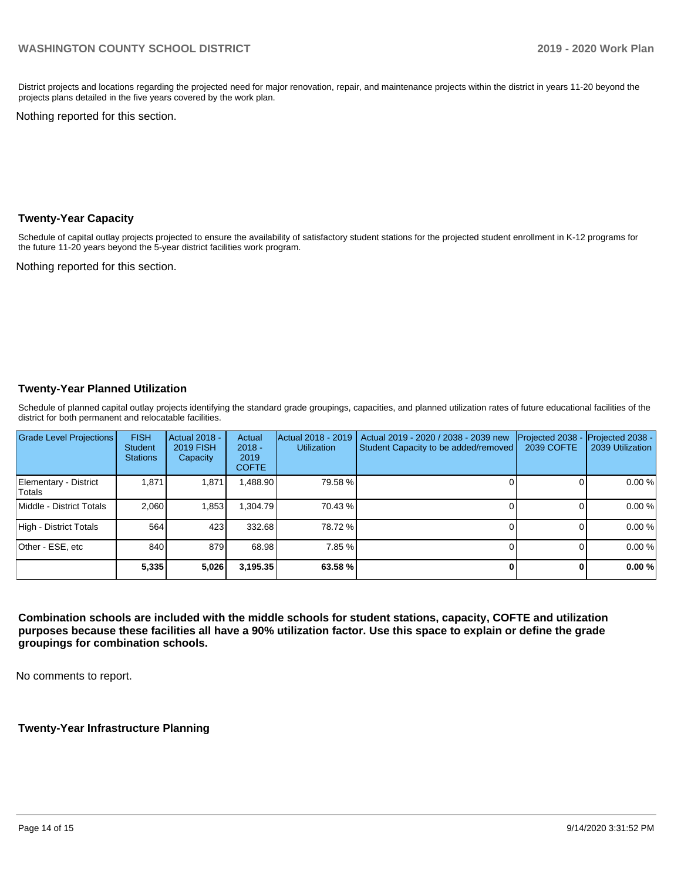District projects and locations regarding the projected need for major renovation, repair, and maintenance projects within the district in years 11-20 beyond the projects plans detailed in the five years covered by the work plan.

Nothing reported for this section.

### Twenty-Year Capacity

Schedule of capital outlay projects projected to ensure the availability of satisfactory student stations for the projected student enrollment in K-12 programs for the future 11-20 years beyond the 5-year district facilities work program.

Nothing reported for this section.

### Twenty-Year Planned Utilization

Schedule of planned capital outlay projects identifying the standard grade groupings, capacities, and planned utilization rates of future educational facilities of the district for both permanent and relocatable facilities.

| Grade Level Projections | FISH Student Stations | Actual 2018 - 2019 FISH Capacity | Actual 2018 - 2019 COFTE | Actual 2018 - 2019 Utilization | Actual 2019 - 2020 / 2038 - 2039 new Student Capacity to be added/removed | Projected 2038 - 2039 COFTE | Projected 2038 - 2039 Utilization |
|---|---|---|---|---|---|---|---|
| Elementary - District Totals | 1,871 | 1,871 | 1,488.90 | 79.58 % | 0 | 0 | 0.00 % |
| Middle - District Totals | 2,060 | 1,853 | 1,304.79 | 70.43 % | 0 | 0 | 0.00 % |
| High - District Totals | 564 | 423 | 332.68 | 78.72 % | 0 | 0 | 0.00 % |
| Other - ESE, etc | 840 | 879 | 68.98 | 7.85 % | 0 | 0 | 0.00 % |
| | **5,335** | **5,026** | **3,195.35** | **63.58 %** | **0** | **0** | **0.00 %** |

**Combination schools are included with the middle schools for student stations, capacity, COFTE and utilization purposes because these facilities all have a 90% utilization factor. Use this space to explain or define the grade groupings for combination schools.**

No comments to report.

### Twenty-Year Infrastructure Planning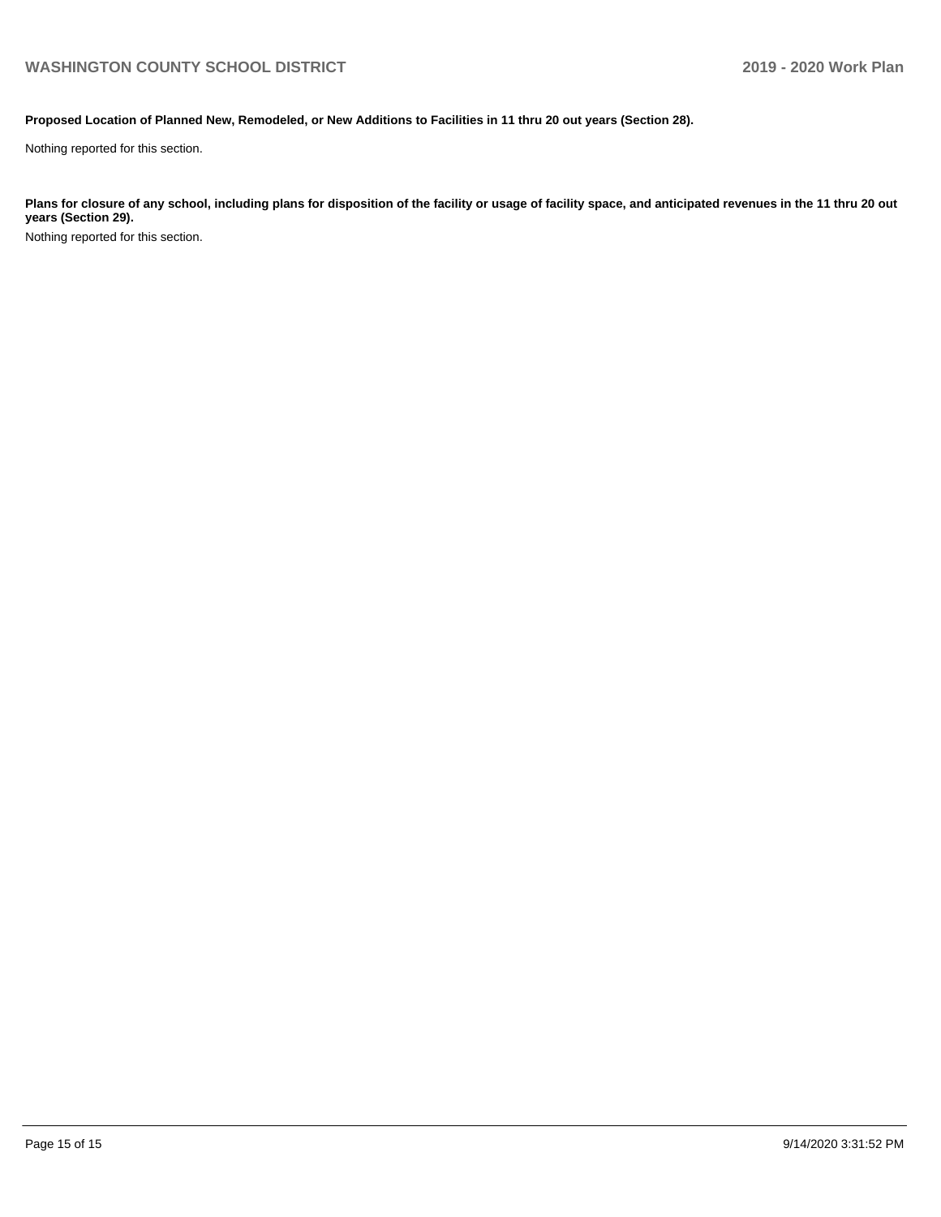**Proposed Location of Planned New, Remodeled, or New Additions to Facilities in 11 thru 20 out years (Section 28).**

Nothing reported for this section.

**Plans for closure of any school, including plans for disposition of the facility or usage of facility space, and anticipated revenues in the 11 thru 20 out years (Section 29).**

Nothing reported for this section.